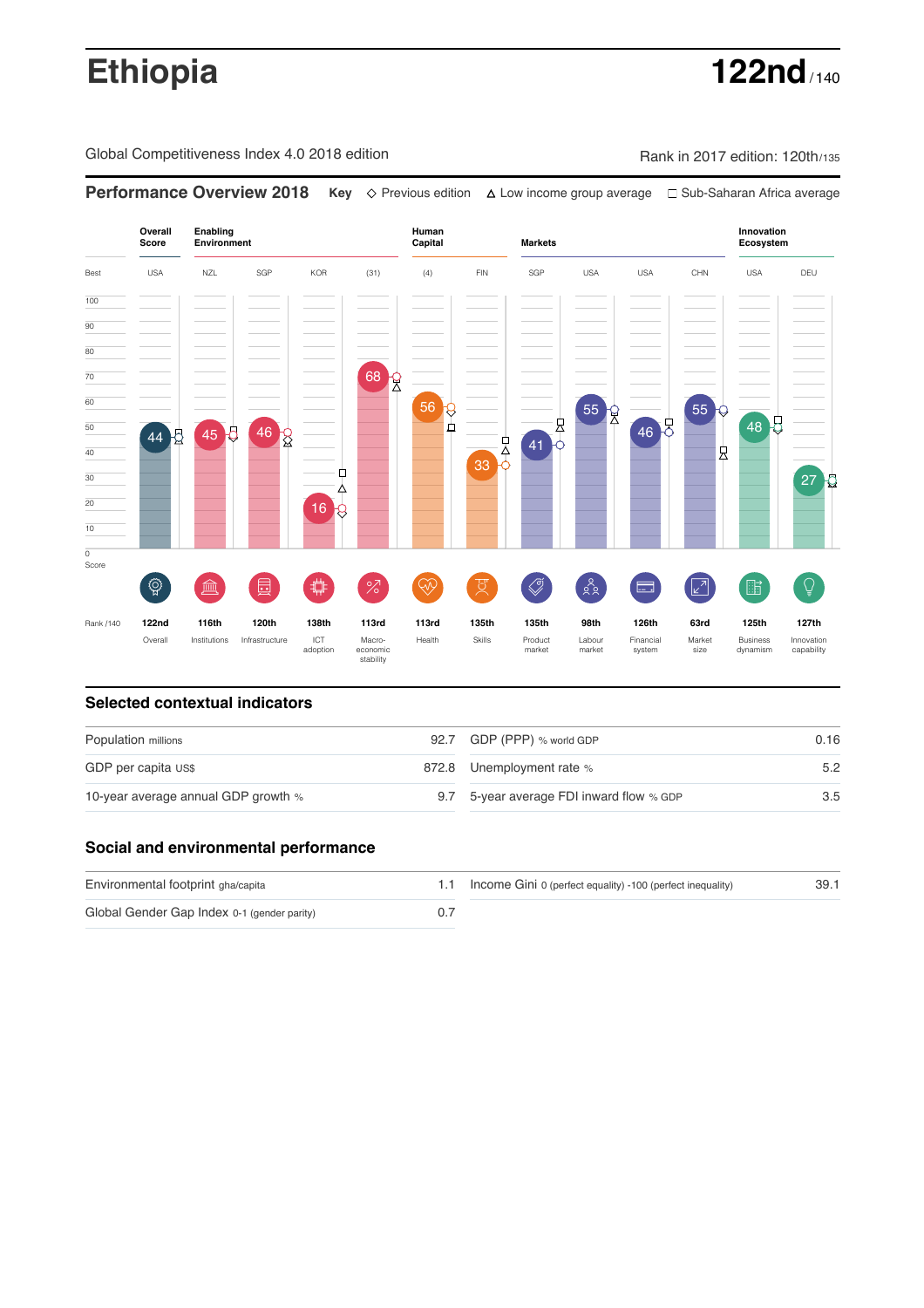# Ethiopia

**122nd** / 140

Global Competitiveness Index 4.0 2018 edition

Rank in 2017 edition: 120th/135

## Performance Overview 2018

**Key** ◇ Previous edition △ Low income group average □ Sub-Saharan Africa average

Overall Score
Enabling Environment
Human Capital
Markets
Innovation Ecosystem

Best: USA, NZL, SGP, KOR, (31), (4), FIN, SGP, USA, USA, CHN, USA, DEU

100
90
80
70
60
50
40
30
20
10
0
Score

44, 45, 46, 16, 68, 56, 33, 41, 55, 46, 55, 48, 27

Rank /140

122nd Overall
116th Institutions
120th Infrastructure
138th ICT adoption
113rd Macro-economic stability
113rd Health
135th Skills
135th Product market
98th Labour market
126th Financial system
63rd Market size
125th Business dynamism
127th Innovation capability

## Selected contextual indicators

| | | | |
|---|---|---|---|
| Population millions | 92.7 | GDP (PPP) % world GDP | 0.16 |
| GDP per capita US$ | 872.8 | Unemployment rate % | 5.2 |
| 10-year average annual GDP growth % | 9.7 | 5-year average FDI inward flow % GDP | 3.5 |

## Social and environmental performance

| | | | |
|---|---|---|---|
| Environmental footprint gha/capita | 1.1 | Income Gini 0 (perfect equality) -100 (perfect inequality) | 39.1 |
| Global Gender Gap Index 0-1 (gender parity) | 0.7 | | |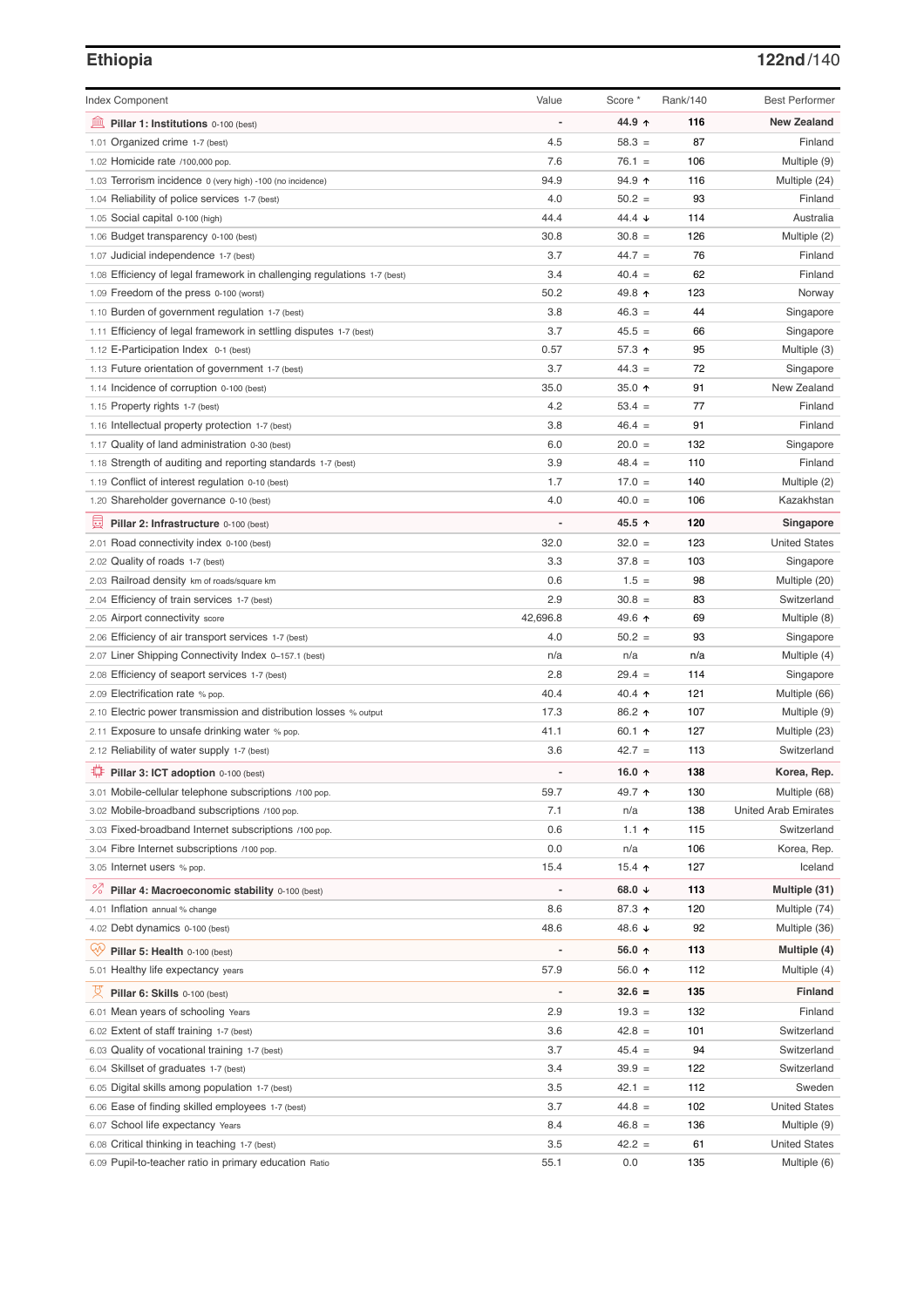## Ethiopia

**122nd/140**

| Index Component | Value | Score * | Rank/140 | Best Performer |
|---|---|---|---|---|
| **Pillar 1: Institutions** 0-100 (best) | - | **44.9 ↑** | **116** | **New Zealand** |
| 1.01 Organized crime 1-7 (best) | 4.5 | 58.3 = | 87 | Finland |
| 1.02 Homicide rate /100,000 pop. | 7.6 | 76.1 = | 106 | Multiple (9) |
| 1.03 Terrorism incidence 0 (very high) -100 (no incidence) | 94.9 | 94.9 ↑ | 116 | Multiple (24) |
| 1.04 Reliability of police services 1-7 (best) | 4.0 | 50.2 = | 93 | Finland |
| 1.05 Social capital 0-100 (high) | 44.4 | 44.4 ↓ | 114 | Australia |
| 1.06 Budget transparency 0-100 (best) | 30.8 | 30.8 = | 126 | Multiple (2) |
| 1.07 Judicial independence 1-7 (best) | 3.7 | 44.7 = | 76 | Finland |
| 1.08 Efficiency of legal framework in challenging regulations 1-7 (best) | 3.4 | 40.4 = | 62 | Finland |
| 1.09 Freedom of the press 0-100 (worst) | 50.2 | 49.8 ↑ | 123 | Norway |
| 1.10 Burden of government regulation 1-7 (best) | 3.8 | 46.3 = | 44 | Singapore |
| 1.11 Efficiency of legal framework in settling disputes 1-7 (best) | 3.7 | 45.5 = | 66 | Singapore |
| 1.12 E-Participation Index 0-1 (best) | 0.57 | 57.3 ↑ | 95 | Multiple (3) |
| 1.13 Future orientation of government 1-7 (best) | 3.7 | 44.3 = | 72 | Singapore |
| 1.14 Incidence of corruption 0-100 (best) | 35.0 | 35.0 ↑ | 91 | New Zealand |
| 1.15 Property rights 1-7 (best) | 4.2 | 53.4 = | 77 | Finland |
| 1.16 Intellectual property protection 1-7 (best) | 3.8 | 46.4 = | 91 | Finland |
| 1.17 Quality of land administration 0-30 (best) | 6.0 | 20.0 = | 132 | Singapore |
| 1.18 Strength of auditing and reporting standards 1-7 (best) | 3.9 | 48.4 = | 110 | Finland |
| 1.19 Conflict of interest regulation 0-10 (best) | 1.7 | 17.0 = | 140 | Multiple (2) |
| 1.20 Shareholder governance 0-10 (best) | 4.0 | 40.0 = | 106 | Kazakhstan |
| **Pillar 2: Infrastructure** 0-100 (best) | - | **45.5 ↑** | **120** | **Singapore** |
| 2.01 Road connectivity index 0-100 (best) | 32.0 | 32.0 = | 123 | United States |
| 2.02 Quality of roads 1-7 (best) | 3.3 | 37.8 = | 103 | Singapore |
| 2.03 Railroad density km of roads/square km | 0.6 | 1.5 = | 98 | Multiple (20) |
| 2.04 Efficiency of train services 1-7 (best) | 2.9 | 30.8 = | 83 | Switzerland |
| 2.05 Airport connectivity score | 42,696.8 | 49.6 ↑ | 69 | Multiple (8) |
| 2.06 Efficiency of air transport services 1-7 (best) | 4.0 | 50.2 = | 93 | Singapore |
| 2.07 Liner Shipping Connectivity Index 0–157.1 (best) | n/a | n/a | n/a | Multiple (4) |
| 2.08 Efficiency of seaport services 1-7 (best) | 2.8 | 29.4 = | 114 | Singapore |
| 2.09 Electrification rate % pop. | 40.4 | 40.4 ↑ | 121 | Multiple (66) |
| 2.10 Electric power transmission and distribution losses % output | 17.3 | 86.2 ↑ | 107 | Multiple (9) |
| 2.11 Exposure to unsafe drinking water % pop. | 41.1 | 60.1 ↑ | 127 | Multiple (23) |
| 2.12 Reliability of water supply 1-7 (best) | 3.6 | 42.7 = | 113 | Switzerland |
| **Pillar 3: ICT adoption** 0-100 (best) | - | **16.0 ↑** | **138** | **Korea, Rep.** |
| 3.01 Mobile-cellular telephone subscriptions /100 pop. | 59.7 | 49.7 ↑ | 130 | Multiple (68) |
| 3.02 Mobile-broadband subscriptions /100 pop. | 7.1 | n/a | 138 | United Arab Emirates |
| 3.03 Fixed-broadband Internet subscriptions /100 pop. | 0.6 | 1.1 ↑ | 115 | Switzerland |
| 3.04 Fibre Internet subscriptions /100 pop. | 0.0 | n/a | 106 | Korea, Rep. |
| 3.05 Internet users % pop. | 15.4 | 15.4 ↑ | 127 | Iceland |
| **Pillar 4: Macroeconomic stability** 0-100 (best) | - | **68.0 ↓** | **113** | **Multiple (31)** |
| 4.01 Inflation annual % change | 8.6 | 87.3 ↑ | 120 | Multiple (74) |
| 4.02 Debt dynamics 0-100 (best) | 48.6 | 48.6 ↓ | 92 | Multiple (36) |
| **Pillar 5: Health** 0-100 (best) | - | **56.0 ↑** | **113** | **Multiple (4)** |
| 5.01 Healthy life expectancy years | 57.9 | 56.0 ↑ | 112 | Multiple (4) |
| **Pillar 6: Skills** 0-100 (best) | - | **32.6 =** | **135** | **Finland** |
| 6.01 Mean years of schooling Years | 2.9 | 19.3 = | 132 | Finland |
| 6.02 Extent of staff training 1-7 (best) | 3.6 | 42.8 = | 101 | Switzerland |
| 6.03 Quality of vocational training 1-7 (best) | 3.7 | 45.4 = | 94 | Switzerland |
| 6.04 Skillset of graduates 1-7 (best) | 3.4 | 39.9 = | 122 | Switzerland |
| 6.05 Digital skills among population 1-7 (best) | 3.5 | 42.1 = | 112 | Sweden |
| 6.06 Ease of finding skilled employees 1-7 (best) | 3.7 | 44.8 = | 102 | United States |
| 6.07 School life expectancy Years | 8.4 | 46.8 = | 136 | Multiple (9) |
| 6.08 Critical thinking in teaching 1-7 (best) | 3.5 | 42.2 = | 61 | United States |
| 6.09 Pupil-to-teacher ratio in primary education Ratio | 55.1 | 0.0 | 135 | Multiple (6) |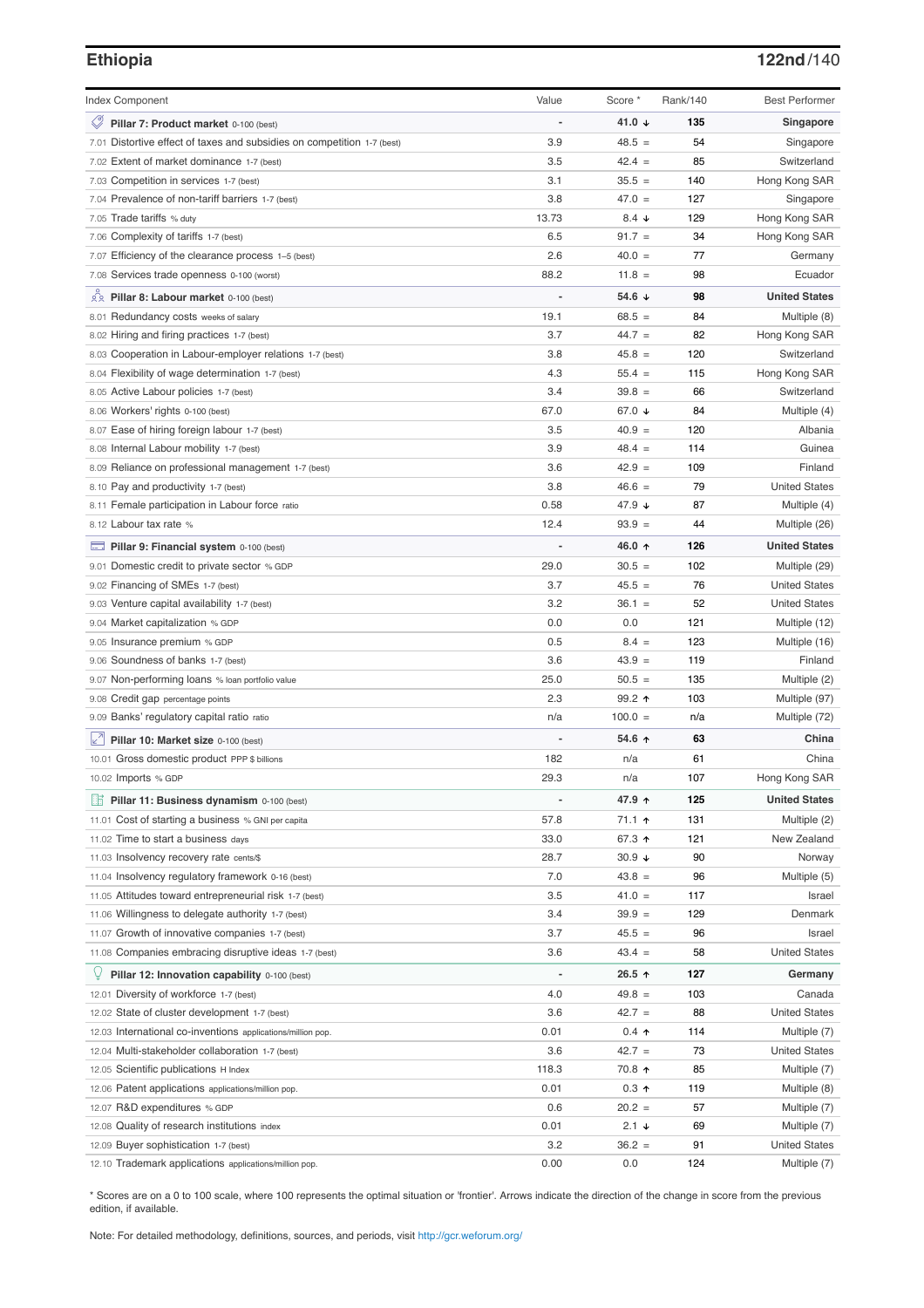## Ethiopia

**122nd/140**

| Index Component | Value | Score * | Rank/140 | Best Performer |
|---|---|---|---|---|
| **Pillar 7: Product market** 0-100 (best) | - | **41.0 ↓** | **135** | **Singapore** |
| 7.01 Distortive effect of taxes and subsidies on competition 1-7 (best) | 3.9 | 48.5 = | 54 | Singapore |
| 7.02 Extent of market dominance 1-7 (best) | 3.5 | 42.4 = | 85 | Switzerland |
| 7.03 Competition in services 1-7 (best) | 3.1 | 35.5 = | 140 | Hong Kong SAR |
| 7.04 Prevalence of non-tariff barriers 1-7 (best) | 3.8 | 47.0 = | 127 | Singapore |
| 7.05 Trade tariffs % duty | 13.73 | 8.4 ↓ | 129 | Hong Kong SAR |
| 7.06 Complexity of tariffs 1-7 (best) | 6.5 | 91.7 = | 34 | Hong Kong SAR |
| 7.07 Efficiency of the clearance process 1–5 (best) | 2.6 | 40.0 = | 77 | Germany |
| 7.08 Services trade openness 0-100 (worst) | 88.2 | 11.8 = | 98 | Ecuador |
| **Pillar 8: Labour market** 0-100 (best) | - | **54.6 ↓** | **98** | **United States** |
| 8.01 Redundancy costs weeks of salary | 19.1 | 68.5 = | 84 | Multiple (8) |
| 8.02 Hiring and firing practices 1-7 (best) | 3.7 | 44.7 = | 82 | Hong Kong SAR |
| 8.03 Cooperation in Labour-employer relations 1-7 (best) | 3.8 | 45.8 = | 120 | Switzerland |
| 8.04 Flexibility of wage determination 1-7 (best) | 4.3 | 55.4 = | 115 | Hong Kong SAR |
| 8.05 Active Labour policies 1-7 (best) | 3.4 | 39.8 = | 66 | Switzerland |
| 8.06 Workers' rights 0-100 (best) | 67.0 | 67.0 ↓ | 84 | Multiple (4) |
| 8.07 Ease of hiring foreign labour 1-7 (best) | 3.5 | 40.9 = | 120 | Albania |
| 8.08 Internal Labour mobility 1-7 (best) | 3.9 | 48.4 = | 114 | Guinea |
| 8.09 Reliance on professional management 1-7 (best) | 3.6 | 42.9 = | 109 | Finland |
| 8.10 Pay and productivity 1-7 (best) | 3.8 | 46.6 = | 79 | United States |
| 8.11 Female participation in Labour force ratio | 0.58 | 47.9 ↓ | 87 | Multiple (4) |
| 8.12 Labour tax rate % | 12.4 | 93.9 = | 44 | Multiple (26) |
| **Pillar 9: Financial system** 0-100 (best) | - | **46.0 ↑** | **126** | **United States** |
| 9.01 Domestic credit to private sector % GDP | 29.0 | 30.5 = | 102 | Multiple (29) |
| 9.02 Financing of SMEs 1-7 (best) | 3.7 | 45.5 = | 76 | United States |
| 9.03 Venture capital availability 1-7 (best) | 3.2 | 36.1 = | 52 | United States |
| 9.04 Market capitalization % GDP | 0.0 | 0.0 | 121 | Multiple (12) |
| 9.05 Insurance premium % GDP | 0.5 | 8.4 = | 123 | Multiple (16) |
| 9.06 Soundness of banks 1-7 (best) | 3.6 | 43.9 = | 119 | Finland |
| 9.07 Non-performing loans % loan portfolio value | 25.0 | 50.5 = | 135 | Multiple (2) |
| 9.08 Credit gap percentage points | 2.3 | 99.2 ↑ | 103 | Multiple (97) |
| 9.09 Banks' regulatory capital ratio ratio | n/a | 100.0 = | n/a | Multiple (72) |
| **Pillar 10: Market size** 0-100 (best) | - | **54.6 ↑** | **63** | **China** |
| 10.01 Gross domestic product PPP $ billions | 182 | n/a | 61 | China |
| 10.02 Imports % GDP | 29.3 | n/a | 107 | Hong Kong SAR |
| **Pillar 11: Business dynamism** 0-100 (best) | - | **47.9 ↑** | **125** | **United States** |
| 11.01 Cost of starting a business % GNI per capita | 57.8 | 71.1 ↑ | 131 | Multiple (2) |
| 11.02 Time to start a business days | 33.0 | 67.3 ↑ | 121 | New Zealand |
| 11.03 Insolvency recovery rate cents/$ | 28.7 | 30.9 ↓ | 90 | Norway |
| 11.04 Insolvency regulatory framework 0-16 (best) | 7.0 | 43.8 = | 96 | Multiple (5) |
| 11.05 Attitudes toward entrepreneurial risk 1-7 (best) | 3.5 | 41.0 = | 117 | Israel |
| 11.06 Willingness to delegate authority 1-7 (best) | 3.4 | 39.9 = | 129 | Denmark |
| 11.07 Growth of innovative companies 1-7 (best) | 3.7 | 45.5 = | 96 | Israel |
| 11.08 Companies embracing disruptive ideas 1-7 (best) | 3.6 | 43.4 = | 58 | United States |
| **Pillar 12: Innovation capability** 0-100 (best) | - | **26.5 ↑** | **127** | **Germany** |
| 12.01 Diversity of workforce 1-7 (best) | 4.0 | 49.8 = | 103 | Canada |
| 12.02 State of cluster development 1-7 (best) | 3.6 | 42.7 = | 88 | United States |
| 12.03 International co-inventions applications/million pop. | 0.01 | 0.4 ↑ | 114 | Multiple (7) |
| 12.04 Multi-stakeholder collaboration 1-7 (best) | 3.6 | 42.7 = | 73 | United States |
| 12.05 Scientific publications H Index | 118.3 | 70.8 ↑ | 85 | Multiple (7) |
| 12.06 Patent applications applications/million pop. | 0.01 | 0.3 ↑ | 119 | Multiple (8) |
| 12.07 R&D expenditures % GDP | 0.6 | 20.2 = | 57 | Multiple (7) |
| 12.08 Quality of research institutions index | 0.01 | 2.1 ↓ | 69 | Multiple (7) |
| 12.09 Buyer sophistication 1-7 (best) | 3.2 | 36.2 = | 91 | United States |
| 12.10 Trademark applications applications/million pop. | 0.00 | 0.0 | 124 | Multiple (7) |

* Scores are on a 0 to 100 scale, where 100 represents the optimal situation or 'frontier'. Arrows indicate the direction of the change in score from the previous edition, if available.

Note: For detailed methodology, definitions, sources, and periods, visit http://gcr.weforum.org/